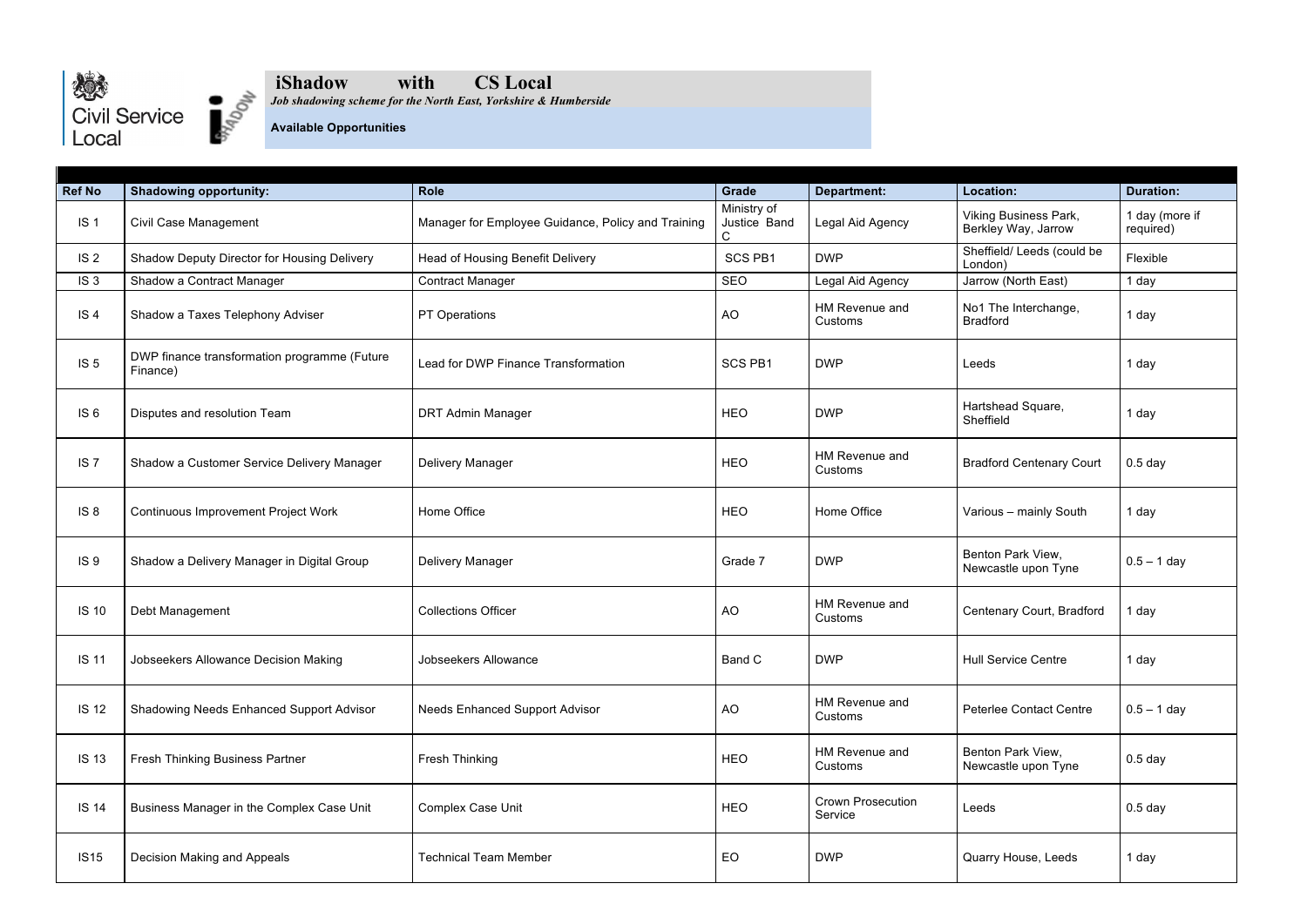# iShadow with CS Local

*Job shadowing scheme for the North East, Yorkshire & Humberside*

**Available Opportunities**

| Ref No | Shadowing opportunity: | Role | Grade | Department: | Location: | Duration: |
|---|---|---|---|---|---|---|
| IS 1 | Civil Case Management | Manager for Employee Guidance, Policy and Training | Ministry of Justice Band C | Legal Aid Agency | Viking Business Park, Berkley Way, Jarrow | 1 day (more if required) |
| IS 2 | Shadow Deputy Director for Housing Delivery | Head of Housing Benefit Delivery | SCS PB1 | DWP | Sheffield/ Leeds (could be London) | Flexible |
| IS 3 | Shadow a Contract Manager | Contract Manager | SEO | Legal Aid Agency | Jarrow (North East) | 1 day |
| IS 4 | Shadow a Taxes Telephony Adviser | PT Operations | AO | HM Revenue and Customs | No1 The Interchange, Bradford | 1 day |
| IS 5 | DWP finance transformation programme (Future Finance) | Lead for DWP Finance Transformation | SCS PB1 | DWP | Leeds | 1 day |
| IS 6 | Disputes and resolution Team | DRT Admin Manager | HEO | DWP | Hartshead Square, Sheffield | 1 day |
| IS 7 | Shadow a Customer Service Delivery Manager | Delivery Manager | HEO | HM Revenue and Customs | Bradford Centenary Court | 0.5 day |
| IS 8 | Continuous Improvement Project Work | Home Office | HEO | Home Office | Various – mainly South | 1 day |
| IS 9 | Shadow a Delivery Manager in Digital Group | Delivery Manager | Grade 7 | DWP | Benton Park View, Newcastle upon Tyne | 0.5 – 1 day |
| IS 10 | Debt Management | Collections Officer | AO | HM Revenue and Customs | Centenary Court, Bradford | 1 day |
| IS 11 | Jobseekers Allowance Decision Making | Jobseekers Allowance | Band C | DWP | Hull Service Centre | 1 day |
| IS 12 | Shadowing Needs Enhanced Support Advisor | Needs Enhanced Support Advisor | AO | HM Revenue and Customs | Peterlee Contact Centre | 0.5 – 1 day |
| IS 13 | Fresh Thinking Business Partner | Fresh Thinking | HEO | HM Revenue and Customs | Benton Park View, Newcastle upon Tyne | 0.5 day |
| IS 14 | Business Manager in the Complex Case Unit | Complex Case Unit | HEO | Crown Prosecution Service | Leeds | 0.5 day |
| IS15 | Decision Making and Appeals | Technical Team Member | EO | DWP | Quarry House, Leeds | 1 day |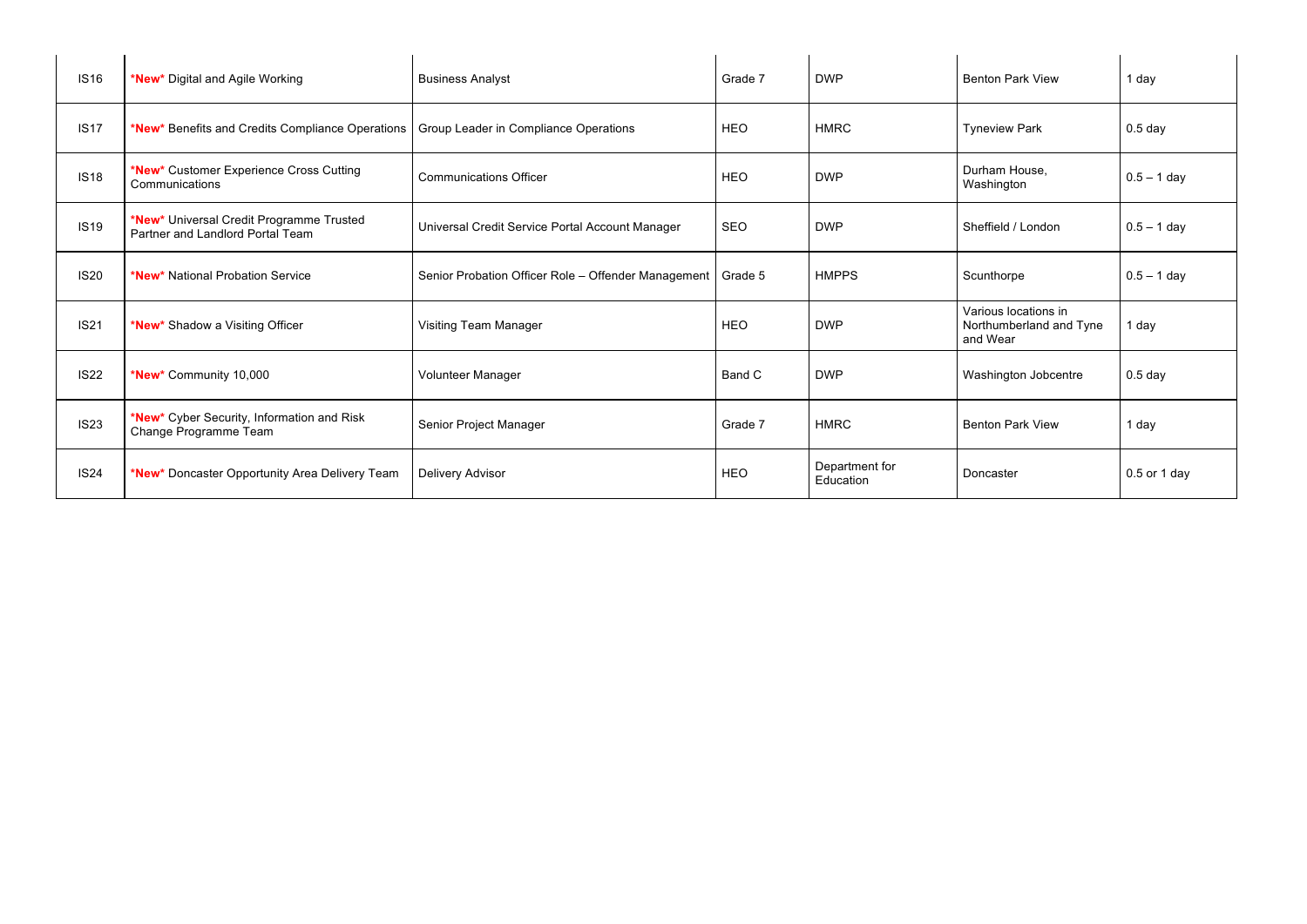| | | | | | | |
|---|---|---|---|---|---|---|
| IS16 | *New* Digital and Agile Working | Business Analyst | Grade 7 | DWP | Benton Park View | 1 day |
| IS17 | *New* Benefits and Credits Compliance Operations | Group Leader in Compliance Operations | HEO | HMRC | Tyneview Park | 0.5 day |
| IS18 | *New* Customer Experience Cross Cutting Communications | Communications Officer | HEO | DWP | Durham House, Washington | 0.5 – 1 day |
| IS19 | *New* Universal Credit Programme Trusted Partner and Landlord Portal Team | Universal Credit Service Portal Account Manager | SEO | DWP | Sheffield / London | 0.5 – 1 day |
| IS20 | *New* National Probation Service | Senior Probation Officer Role – Offender Management | Grade 5 | HMPPS | Scunthorpe | 0.5 – 1 day |
| IS21 | *New* Shadow a Visiting Officer | Visiting Team Manager | HEO | DWP | Various locations in Northumberland and Tyne and Wear | 1 day |
| IS22 | *New* Community 10,000 | Volunteer Manager | Band C | DWP | Washington Jobcentre | 0.5 day |
| IS23 | *New* Cyber Security, Information and Risk Change Programme Team | Senior Project Manager | Grade 7 | HMRC | Benton Park View | 1 day |
| IS24 | *New* Doncaster Opportunity Area Delivery Team | Delivery Advisor | HEO | Department for Education | Doncaster | 0.5 or 1 day |